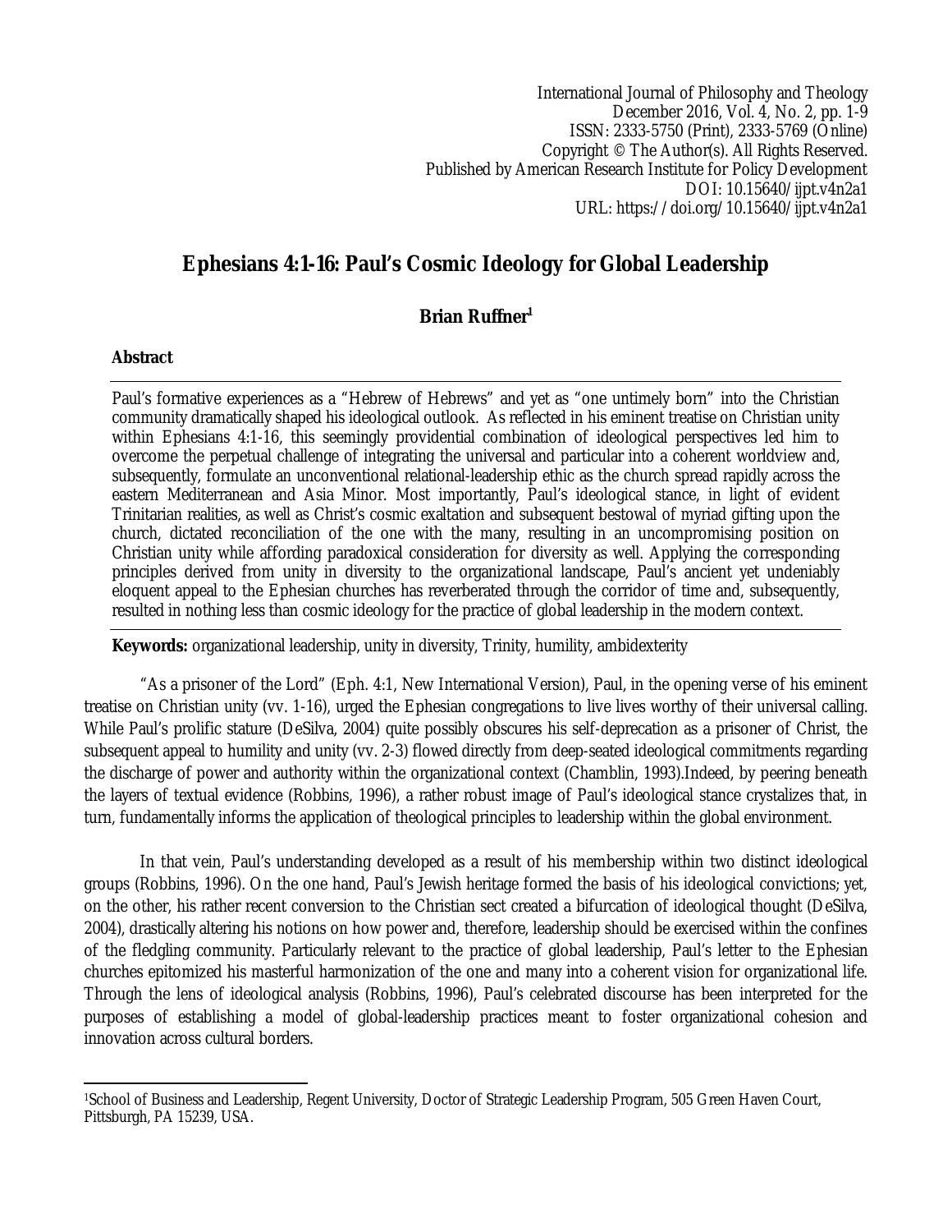International Journal of Philosophy and Theology
December 2016, Vol. 4, No. 2, pp. 1-9
ISSN: 2333-5750 (Print), 2333-5769 (Online)
Copyright © The Author(s). All Rights Reserved.
Published by American Research Institute for Policy Development
DOI: 10.15640/ijpt.v4n2a1
URL: https://doi.org/10.15640/ijpt.v4n2a1

# Ephesians 4:1-16: Paul's Cosmic Ideology for Global Leadership

**Brian Ruffner[1]**

**Abstract**

Paul's formative experiences as a "Hebrew of Hebrews" and yet as "one untimely born" into the Christian community dramatically shaped his ideological outlook. As reflected in his eminent treatise on Christian unity within Ephesians 4:1-16, this seemingly providential combination of ideological perspectives led him to overcome the perpetual challenge of integrating the universal and particular into a coherent worldview and, subsequently, formulate an unconventional relational-leadership ethic as the church spread rapidly across the eastern Mediterranean and Asia Minor. Most importantly, Paul's ideological stance, in light of evident Trinitarian realities, as well as Christ's cosmic exaltation and subsequent bestowal of myriad gifting upon the church, dictated reconciliation of the one with the many, resulting in an uncompromising position on Christian unity while affording paradoxical consideration for diversity as well. Applying the corresponding principles derived from unity in diversity to the organizational landscape, Paul's ancient yet undeniably eloquent appeal to the Ephesian churches has reverberated through the corridor of time and, subsequently, resulted in nothing less than cosmic ideology for the practice of global leadership in the modern context.

**Keywords:** organizational leadership, unity in diversity, Trinity, humility, ambidexterity

"As a prisoner of the Lord" (Eph. 4:1, New International Version), Paul, in the opening verse of his eminent treatise on Christian unity (vv. 1-16), urged the Ephesian congregations to live lives worthy of their universal calling. While Paul's prolific stature (DeSilva, 2004) quite possibly obscures his self-deprecation as a prisoner of Christ, the subsequent appeal to humility and unity (vv. 2-3) flowed directly from deep-seated ideological commitments regarding the discharge of power and authority within the organizational context (Chamblin, 1993).Indeed, by peering beneath the layers of textual evidence (Robbins, 1996), a rather robust image of Paul's ideological stance crystalizes that, in turn, fundamentally informs the application of theological principles to leadership within the global environment.

In that vein, Paul's understanding developed as a result of his membership within two distinct ideological groups (Robbins, 1996). On the one hand, Paul's Jewish heritage formed the basis of his ideological convictions; yet, on the other, his rather recent conversion to the Christian sect created a bifurcation of ideological thought (DeSilva, 2004), drastically altering his notions on how power and, therefore, leadership should be exercised within the confines of the fledgling community. Particularly relevant to the practice of global leadership, Paul's letter to the Ephesian churches epitomized his masterful harmonization of the one and many into a coherent vision for organizational life. Through the lens of ideological analysis (Robbins, 1996), Paul's celebrated discourse has been interpreted for the purposes of establishing a model of global-leadership practices meant to foster organizational cohesion and innovation across cultural borders.

---

[1]School of Business and Leadership, Regent University, Doctor of Strategic Leadership Program, 505 Green Haven Court, Pittsburgh, PA 15239, USA.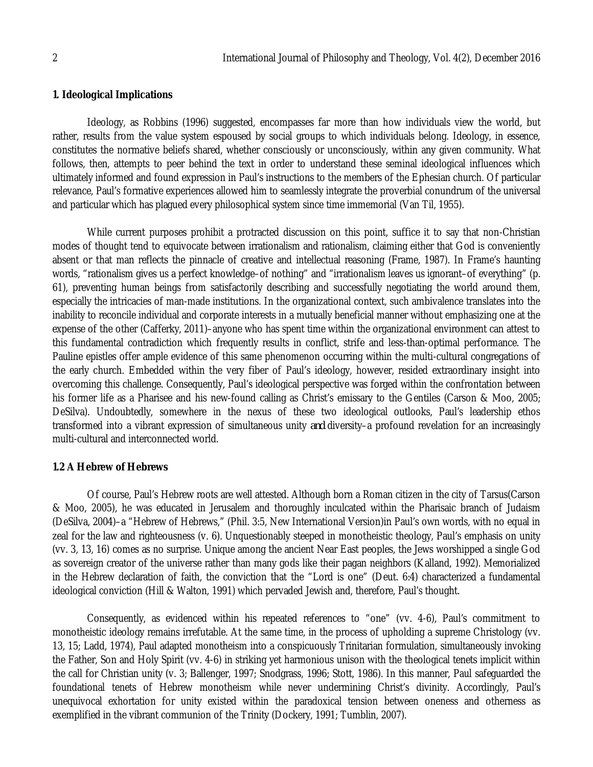## 1. Ideological Implications

Ideology, as Robbins (1996) suggested, encompasses far more than how individuals view the world, but rather, results from the value system espoused by social groups to which individuals belong. Ideology, in essence, constitutes the normative beliefs shared, whether consciously or unconsciously, within any given community. What follows, then, attempts to peer behind the text in order to understand these seminal ideological influences which ultimately informed and found expression in Paul's instructions to the members of the Ephesian church. Of particular relevance, Paul's formative experiences allowed him to seamlessly integrate the proverbial conundrum of the universal and particular which has plagued every philosophical system since time immemorial (Van Til, 1955).

While current purposes prohibit a protracted discussion on this point, suffice it to say that non-Christian modes of thought tend to equivocate between irrationalism and rationalism, claiming either that God is conveniently absent or that man reflects the pinnacle of creative and intellectual reasoning (Frame, 1987). In Frame's haunting words, "rationalism gives us a perfect knowledge–of nothing" and "irrationalism leaves us ignorant–of everything" (p. 61), preventing human beings from satisfactorily describing and successfully negotiating the world around them, especially the intricacies of man-made institutions. In the organizational context, such ambivalence translates into the inability to reconcile individual and corporate interests in a mutually beneficial manner without emphasizing one at the expense of the other (Cafferky, 2011)–anyone who has spent time within the organizational environment can attest to this fundamental contradiction which frequently results in conflict, strife and less-than-optimal performance. The Pauline epistles offer ample evidence of this same phenomenon occurring within the multi-cultural congregations of the early church. Embedded within the very fiber of Paul's ideology, however, resided extraordinary insight into overcoming this challenge. Consequently, Paul's ideological perspective was forged within the confrontation between his former life as a Pharisee and his new-found calling as Christ's emissary to the Gentiles (Carson & Moo, 2005; DeSilva). Undoubtedly, somewhere in the nexus of these two ideological outlooks, Paul's leadership ethos transformed into a vibrant expression of simultaneous unity *and* diversity–a profound revelation for an increasingly multi-cultural and interconnected world.

### 1.2 A Hebrew of Hebrews

Of course, Paul's Hebrew roots are well attested. Although born a Roman citizen in the city of Tarsus(Carson & Moo, 2005), he was educated in Jerusalem and thoroughly inculcated within the Pharisaic branch of Judaism (DeSilva, 2004)–a "Hebrew of Hebrews," (Phil. 3:5, New International Version)in Paul's own words, with no equal in zeal for the law and righteousness (v. 6). Unquestionably steeped in monotheistic theology, Paul's emphasis on unity (vv. 3, 13, 16) comes as no surprise. Unique among the ancient Near East peoples, the Jews worshipped a single God as sovereign creator of the universe rather than many gods like their pagan neighbors (Kalland, 1992). Memorialized in the Hebrew declaration of faith, the conviction that the "Lord is one" (Deut. 6:4) characterized a fundamental ideological conviction (Hill & Walton, 1991) which pervaded Jewish and, therefore, Paul's thought.

Consequently, as evidenced within his repeated references to "one" (vv. 4-6), Paul's commitment to monotheistic ideology remains irrefutable. At the same time, in the process of upholding a supreme Christology (vv. 13, 15; Ladd, 1974), Paul adapted monotheism into a conspicuously Trinitarian formulation, simultaneously invoking the Father, Son and Holy Spirit (vv. 4-6) in striking yet harmonious unison with the theological tenets implicit within the call for Christian unity (v. 3; Ballenger, 1997; Snodgrass, 1996; Stott, 1986). In this manner, Paul safeguarded the foundational tenets of Hebrew monotheism while never undermining Christ's divinity. Accordingly, Paul's unequivocal exhortation for unity existed within the paradoxical tension between oneness and otherness as exemplified in the vibrant communion of the Trinity (Dockery, 1991; Tumblin, 2007).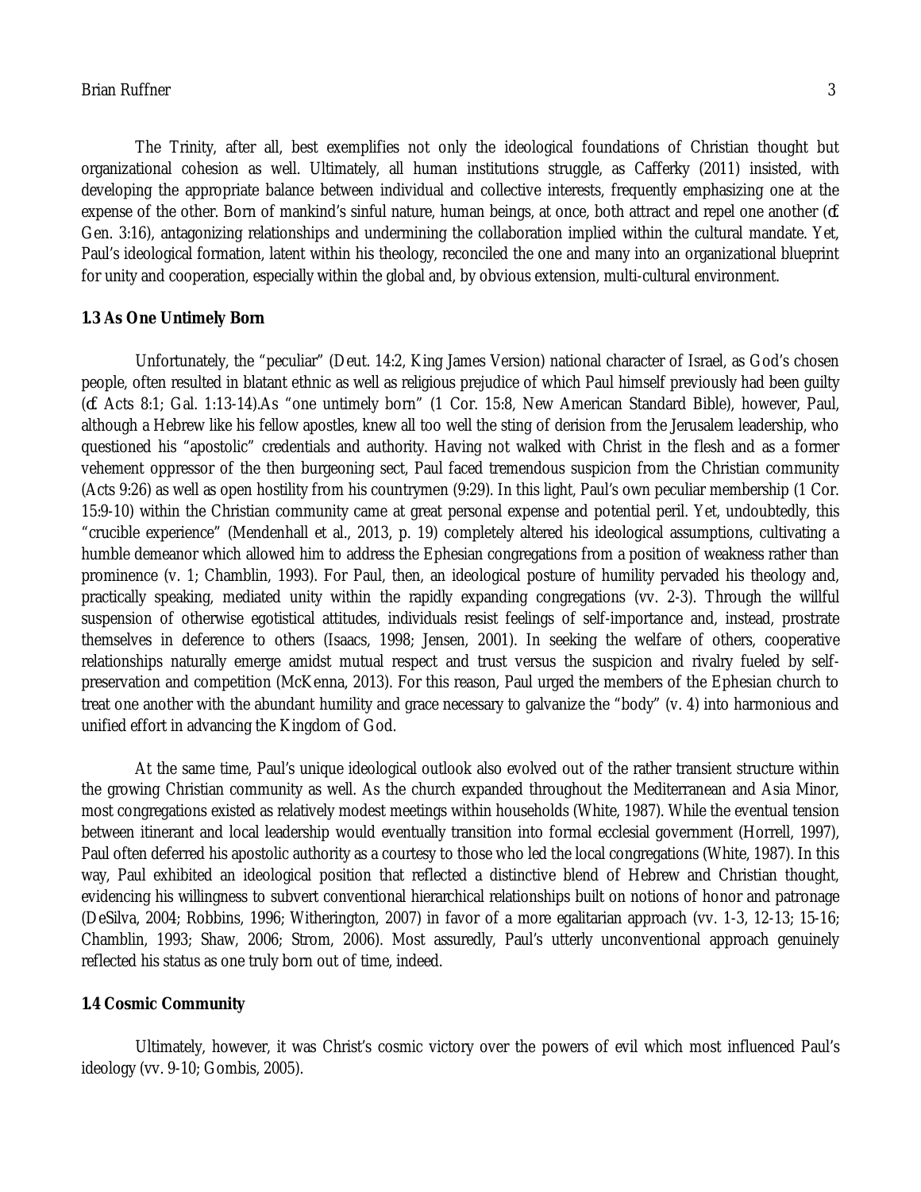The Trinity, after all, best exemplifies not only the ideological foundations of Christian thought but organizational cohesion as well. Ultimately, all human institutions struggle, as Cafferky (2011) insisted, with developing the appropriate balance between individual and collective interests, frequently emphasizing one at the expense of the other. Born of mankind's sinful nature, human beings, at once, both attract and repel one another (cf. Gen. 3:16), antagonizing relationships and undermining the collaboration implied within the cultural mandate. Yet, Paul's ideological formation, latent within his theology, reconciled the one and many into an organizational blueprint for unity and cooperation, especially within the global and, by obvious extension, multi-cultural environment.

**1.3 As One Untimely Born**

Unfortunately, the "peculiar" (Deut. 14:2, King James Version) national character of Israel, as God's chosen people, often resulted in blatant ethnic as well as religious prejudice of which Paul himself previously had been guilty (cf. Acts 8:1; Gal. 1:13-14).As "one untimely born" (1 Cor. 15:8, New American Standard Bible), however, Paul, although a Hebrew like his fellow apostles, knew all too well the sting of derision from the Jerusalem leadership, who questioned his "apostolic" credentials and authority. Having not walked with Christ in the flesh and as a former vehement oppressor of the then burgeoning sect, Paul faced tremendous suspicion from the Christian community (Acts 9:26) as well as open hostility from his countrymen (9:29). In this light, Paul's own peculiar membership (1 Cor. 15:9-10) within the Christian community came at great personal expense and potential peril. Yet, undoubtedly, this "crucible experience" (Mendenhall et al., 2013, p. 19) completely altered his ideological assumptions, cultivating a humble demeanor which allowed him to address the Ephesian congregations from a position of weakness rather than prominence (v. 1; Chamblin, 1993). For Paul, then, an ideological posture of humility pervaded his theology and, practically speaking, mediated unity within the rapidly expanding congregations (vv. 2-3). Through the willful suspension of otherwise egotistical attitudes, individuals resist feelings of self-importance and, instead, prostrate themselves in deference to others (Isaacs, 1998; Jensen, 2001). In seeking the welfare of others, cooperative relationships naturally emerge amidst mutual respect and trust versus the suspicion and rivalry fueled by self-preservation and competition (McKenna, 2013). For this reason, Paul urged the members of the Ephesian church to treat one another with the abundant humility and grace necessary to galvanize the "body" (v. 4) into harmonious and unified effort in advancing the Kingdom of God.

At the same time, Paul's unique ideological outlook also evolved out of the rather transient structure within the growing Christian community as well. As the church expanded throughout the Mediterranean and Asia Minor, most congregations existed as relatively modest meetings within households (White, 1987). While the eventual tension between itinerant and local leadership would eventually transition into formal ecclesial government (Horrell, 1997), Paul often deferred his apostolic authority as a courtesy to those who led the local congregations (White, 1987). In this way, Paul exhibited an ideological position that reflected a distinctive blend of Hebrew and Christian thought, evidencing his willingness to subvert conventional hierarchical relationships built on notions of honor and patronage (DeSilva, 2004; Robbins, 1996; Witherington, 2007) in favor of a more egalitarian approach (vv. 1-3, 12-13; 15-16; Chamblin, 1993; Shaw, 2006; Strom, 2006). Most assuredly, Paul's utterly unconventional approach genuinely reflected his status as one truly born out of time, indeed.

**1.4 Cosmic Community**

Ultimately, however, it was Christ's cosmic victory over the powers of evil which most influenced Paul's ideology (vv. 9-10; Gombis, 2005).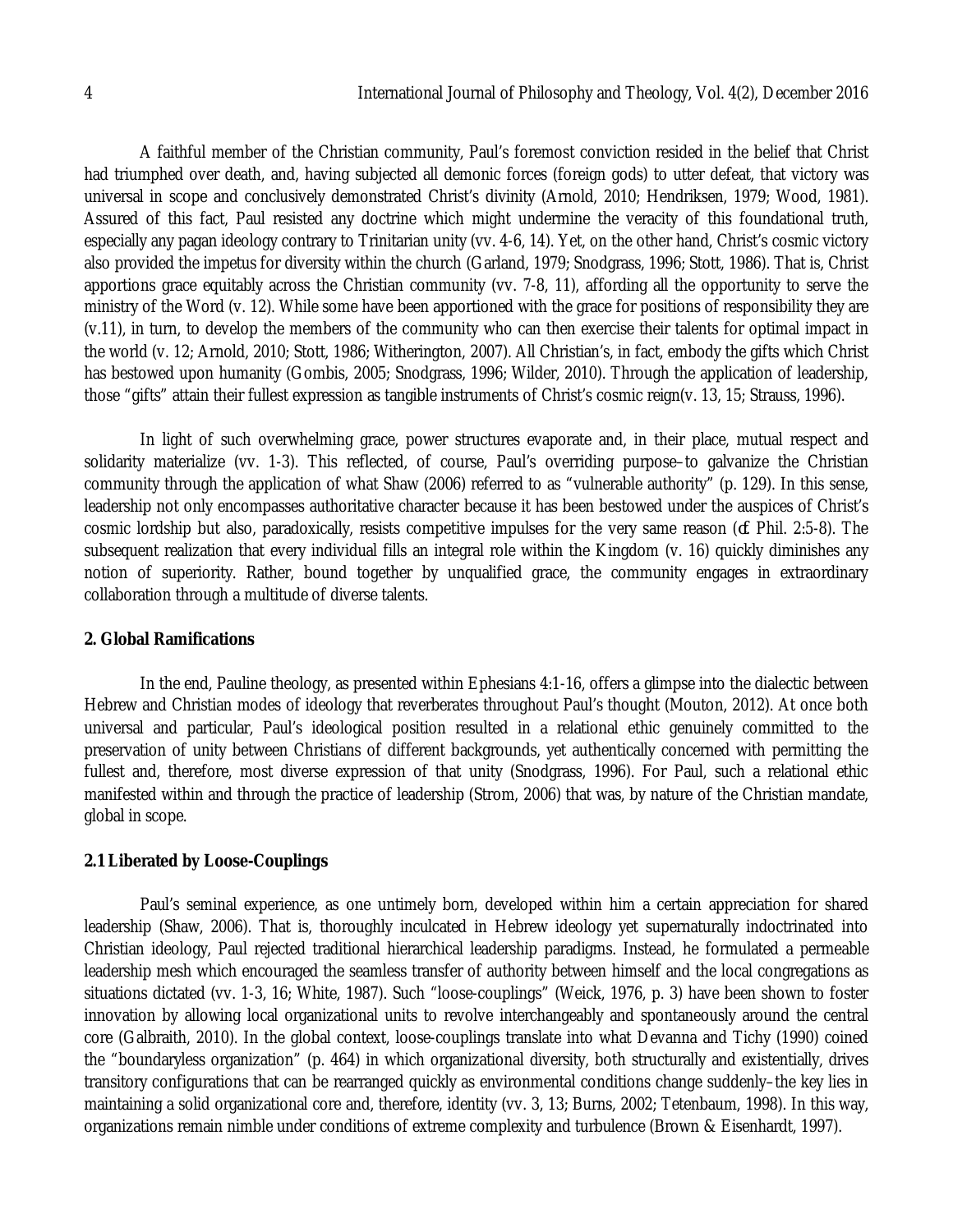A faithful member of the Christian community, Paul's foremost conviction resided in the belief that Christ had triumphed over death, and, having subjected all demonic forces (foreign gods) to utter defeat, that victory was universal in scope and conclusively demonstrated Christ's divinity (Arnold, 2010; Hendriksen, 1979; Wood, 1981). Assured of this fact, Paul resisted any doctrine which might undermine the veracity of this foundational truth, especially any pagan ideology contrary to Trinitarian unity (vv. 4-6, 14). Yet, on the other hand, Christ's cosmic victory also provided the impetus for diversity within the church (Garland, 1979; Snodgrass, 1996; Stott, 1986). That is, Christ apportions grace equitably across the Christian community (vv. 7-8, 11), affording all the opportunity to serve the ministry of the Word (v. 12). While some have been apportioned with the grace for positions of responsibility they are (v.11), in turn, to develop the members of the community who can then exercise their talents for optimal impact in the world (v. 12; Arnold, 2010; Stott, 1986; Witherington, 2007). All Christian's, in fact, embody the gifts which Christ has bestowed upon humanity (Gombis, 2005; Snodgrass, 1996; Wilder, 2010). Through the application of leadership, those "gifts" attain their fullest expression as tangible instruments of Christ's cosmic reign(v. 13, 15; Strauss, 1996).

In light of such overwhelming grace, power structures evaporate and, in their place, mutual respect and solidarity materialize (vv. 1-3). This reflected, of course, Paul's overriding purpose–to galvanize the Christian community through the application of what Shaw (2006) referred to as "vulnerable authority" (p. 129). In this sense, leadership not only encompasses authoritative character because it has been bestowed under the auspices of Christ's cosmic lordship but also, paradoxically, resists competitive impulses for the very same reason (*cf.* Phil. 2:5-8). The subsequent realization that every individual fills an integral role within the Kingdom (v. 16) quickly diminishes any notion of superiority. Rather, bound together by unqualified grace, the community engages in extraordinary collaboration through a multitude of diverse talents.

## 2. Global Ramifications

In the end, Pauline theology, as presented within Ephesians 4:1-16, offers a glimpse into the dialectic between Hebrew and Christian modes of ideology that reverberates throughout Paul's thought (Mouton, 2012). At once both universal and particular, Paul's ideological position resulted in a relational ethic genuinely committed to the preservation of unity between Christians of different backgrounds, yet authentically concerned with permitting the fullest and, therefore, most diverse expression of that unity (Snodgrass, 1996). For Paul, such a relational ethic manifested within and through the practice of leadership (Strom, 2006) that was, by nature of the Christian mandate, global in scope.

### 2.1 Liberated by Loose-Couplings

Paul's seminal experience, as one untimely born, developed within him a certain appreciation for shared leadership (Shaw, 2006). That is, thoroughly inculcated in Hebrew ideology yet supernaturally indoctrinated into Christian ideology, Paul rejected traditional hierarchical leadership paradigms. Instead, he formulated a permeable leadership mesh which encouraged the seamless transfer of authority between himself and the local congregations as situations dictated (vv. 1-3, 16; White, 1987). Such "loose-couplings" (Weick, 1976, p. 3) have been shown to foster innovation by allowing local organizational units to revolve interchangeably and spontaneously around the central core (Galbraith, 2010). In the global context, loose-couplings translate into what Devanna and Tichy (1990) coined the "boundaryless organization" (p. 464) in which organizational diversity, both structurally and existentially, drives transitory configurations that can be rearranged quickly as environmental conditions change suddenly–the key lies in maintaining a solid organizational core and, therefore, identity (vv. 3, 13; Burns, 2002; Tetenbaum, 1998). In this way, organizations remain nimble under conditions of extreme complexity and turbulence (Brown & Eisenhardt, 1997).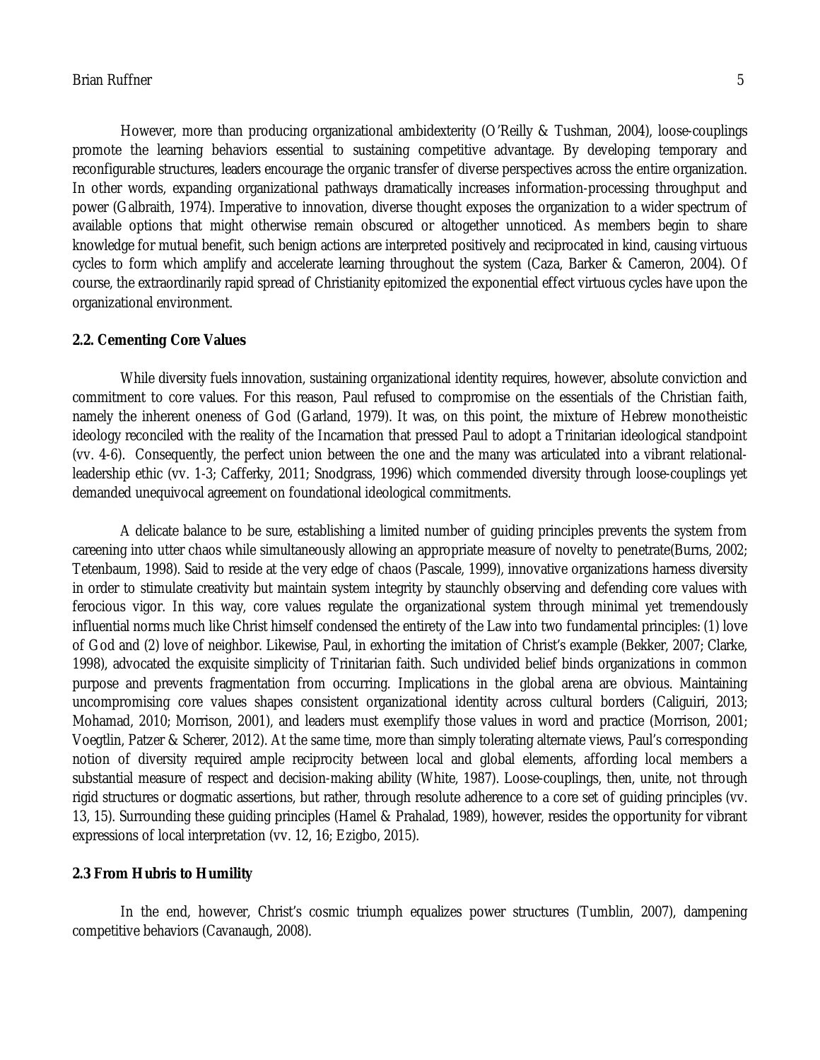However, more than producing organizational ambidexterity (O'Reilly & Tushman, 2004), loose-couplings promote the learning behaviors essential to sustaining competitive advantage. By developing temporary and reconfigurable structures, leaders encourage the organic transfer of diverse perspectives across the entire organization. In other words, expanding organizational pathways dramatically increases information-processing throughput and power (Galbraith, 1974). Imperative to innovation, diverse thought exposes the organization to a wider spectrum of available options that might otherwise remain obscured or altogether unnoticed. As members begin to share knowledge for mutual benefit, such benign actions are interpreted positively and reciprocated in kind, causing virtuous cycles to form which amplify and accelerate learning throughout the system (Caza, Barker & Cameron, 2004). Of course, the extraordinarily rapid spread of Christianity epitomized the exponential effect virtuous cycles have upon the organizational environment.

### 2.2. Cementing Core Values

While diversity fuels innovation, sustaining organizational identity requires, however, absolute conviction and commitment to core values. For this reason, Paul refused to compromise on the essentials of the Christian faith, namely the inherent oneness of God (Garland, 1979). It was, on this point, the mixture of Hebrew monotheistic ideology reconciled with the reality of the Incarnation that pressed Paul to adopt a Trinitarian ideological standpoint (vv. 4-6). Consequently, the perfect union between the one and the many was articulated into a vibrant relational-leadership ethic (vv. 1-3; Cafferky, 2011; Snodgrass, 1996) which commended diversity through loose-couplings yet demanded unequivocal agreement on foundational ideological commitments.

A delicate balance to be sure, establishing a limited number of guiding principles prevents the system from careening into utter chaos while simultaneously allowing an appropriate measure of novelty to penetrate(Burns, 2002; Tetenbaum, 1998). Said to reside at the very edge of chaos (Pascale, 1999), innovative organizations harness diversity in order to stimulate creativity but maintain system integrity by staunchly observing and defending core values with ferocious vigor. In this way, core values regulate the organizational system through minimal yet tremendously influential norms much like Christ himself condensed the entirety of the Law into two fundamental principles: (1) love of God and (2) love of neighbor. Likewise, Paul, in exhorting the imitation of Christ's example (Bekker, 2007; Clarke, 1998), advocated the exquisite simplicity of Trinitarian faith. Such undivided belief binds organizations in common purpose and prevents fragmentation from occurring. Implications in the global arena are obvious. Maintaining uncompromising core values shapes consistent organizational identity across cultural borders (Caliguiri, 2013; Mohamad, 2010; Morrison, 2001), and leaders must exemplify those values in word and practice (Morrison, 2001; Voegtlin, Patzer & Scherer, 2012). At the same time, more than simply tolerating alternate views, Paul's corresponding notion of diversity required ample reciprocity between local and global elements, affording local members a substantial measure of respect and decision-making ability (White, 1987). Loose-couplings, then, unite, not through rigid structures or dogmatic assertions, but rather, through resolute adherence to a core set of guiding principles (vv. 13, 15). Surrounding these guiding principles (Hamel & Prahalad, 1989), however, resides the opportunity for vibrant expressions of local interpretation (vv. 12, 16; Ezigbo, 2015).

### 2.3 From Hubris to Humility

In the end, however, Christ's cosmic triumph equalizes power structures (Tumblin, 2007), dampening competitive behaviors (Cavanaugh, 2008).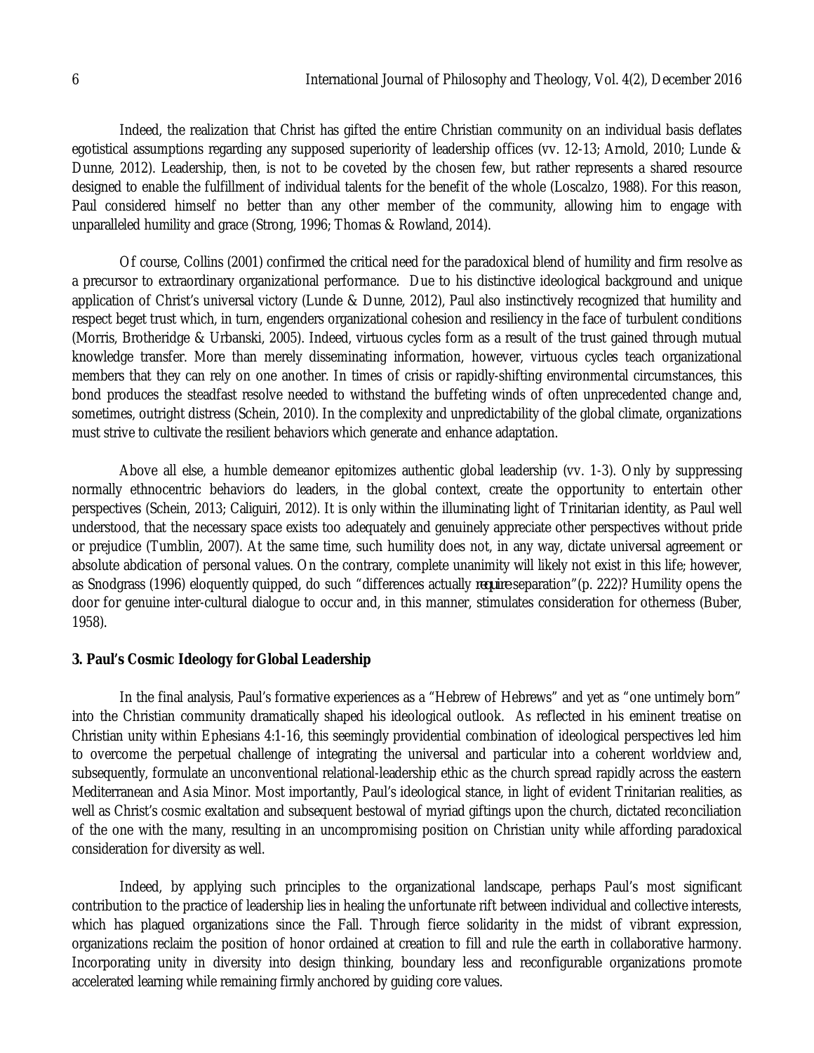Indeed, the realization that Christ has gifted the entire Christian community on an individual basis deflates egotistical assumptions regarding any supposed superiority of leadership offices (vv. 12-13; Arnold, 2010; Lunde & Dunne, 2012). Leadership, then, is not to be coveted by the chosen few, but rather represents a shared resource designed to enable the fulfillment of individual talents for the benefit of the whole (Loscalzo, 1988). For this reason, Paul considered himself no better than any other member of the community, allowing him to engage with unparalleled humility and grace (Strong, 1996; Thomas & Rowland, 2014).

Of course, Collins (2001) confirmed the critical need for the paradoxical blend of humility and firm resolve as a precursor to extraordinary organizational performance. Due to his distinctive ideological background and unique application of Christ's universal victory (Lunde & Dunne, 2012), Paul also instinctively recognized that humility and respect beget trust which, in turn, engenders organizational cohesion and resiliency in the face of turbulent conditions (Morris, Brotheridge & Urbanski, 2005). Indeed, virtuous cycles form as a result of the trust gained through mutual knowledge transfer. More than merely disseminating information, however, virtuous cycles teach organizational members that they can rely on one another. In times of crisis or rapidly-shifting environmental circumstances, this bond produces the steadfast resolve needed to withstand the buffeting winds of often unprecedented change and, sometimes, outright distress (Schein, 2010). In the complexity and unpredictability of the global climate, organizations must strive to cultivate the resilient behaviors which generate and enhance adaptation.

Above all else, a humble demeanor epitomizes authentic global leadership (vv. 1-3). Only by suppressing normally ethnocentric behaviors do leaders, in the global context, create the opportunity to entertain other perspectives (Schein, 2013; Caliguiri, 2012). It is only within the illuminating light of Trinitarian identity, as Paul well understood, that the necessary space exists too adequately and genuinely appreciate other perspectives without pride or prejudice (Tumblin, 2007). At the same time, such humility does not, in any way, dictate universal agreement or absolute abdication of personal values. On the contrary, complete unanimity will likely not exist in this life; however, as Snodgrass (1996) eloquently quipped, do such "differences actually ***require*** separation" (p. 222)? Humility opens the door for genuine inter-cultural dialogue to occur and, in this manner, stimulates consideration for otherness (Buber, 1958).

## 3. Paul's Cosmic Ideology for Global Leadership

In the final analysis, Paul's formative experiences as a "Hebrew of Hebrews" and yet as "one untimely born" into the Christian community dramatically shaped his ideological outlook. As reflected in his eminent treatise on Christian unity within Ephesians 4:1-16, this seemingly providential combination of ideological perspectives led him to overcome the perpetual challenge of integrating the universal and particular into a coherent worldview and, subsequently, formulate an unconventional relational-leadership ethic as the church spread rapidly across the eastern Mediterranean and Asia Minor. Most importantly, Paul's ideological stance, in light of evident Trinitarian realities, as well as Christ's cosmic exaltation and subsequent bestowal of myriad giftings upon the church, dictated reconciliation of the one with the many, resulting in an uncompromising position on Christian unity while affording paradoxical consideration for diversity as well.

Indeed, by applying such principles to the organizational landscape, perhaps Paul's most significant contribution to the practice of leadership lies in healing the unfortunate rift between individual and collective interests, which has plagued organizations since the Fall. Through fierce solidarity in the midst of vibrant expression, organizations reclaim the position of honor ordained at creation to fill and rule the earth in collaborative harmony. Incorporating unity in diversity into design thinking, boundary less and reconfigurable organizations promote accelerated learning while remaining firmly anchored by guiding core values.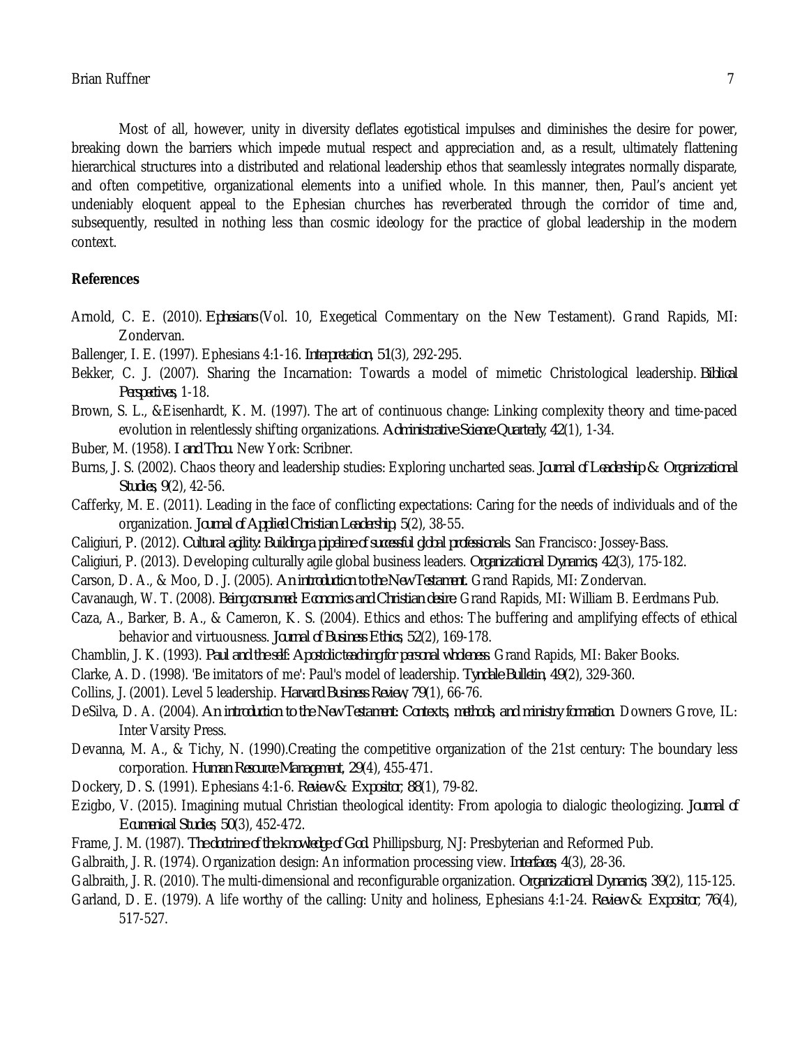Most of all, however, unity in diversity deflates egotistical impulses and diminishes the desire for power, breaking down the barriers which impede mutual respect and appreciation and, as a result, ultimately flattening hierarchical structures into a distributed and relational leadership ethos that seamlessly integrates normally disparate, and often competitive, organizational elements into a unified whole. In this manner, then, Paul's ancient yet undeniably eloquent appeal to the Ephesian churches has reverberated through the corridor of time and, subsequently, resulted in nothing less than cosmic ideology for the practice of global leadership in the modern context.

**References**

Arnold, C. E. (2010). *Ephesians* (Vol. 10, Exegetical Commentary on the New Testament). Grand Rapids, MI: Zondervan.

Ballenger, I. E. (1997). Ephesians 4:1-16. *Interpretation, 51*(3), 292-295.

Bekker, C. J. (2007). Sharing the Incarnation: Towards a model of mimetic Christological leadership. *Biblical Perspectives*, 1-18.

Brown, S. L., &Eisenhardt, K. M. (1997). The art of continuous change: Linking complexity theory and time-paced evolution in relentlessly shifting organizations. *Administrative Science Quarterly, 42*(1), 1-34.

Buber, M. (1958). *I and Thou*. New York: Scribner.

Burns, J. S. (2002). Chaos theory and leadership studies: Exploring uncharted seas. *Journal of Leadership & Organizational Studies, 9*(2), 42-56.

Cafferky, M. E. (2011). Leading in the face of conflicting expectations: Caring for the needs of individuals and of the organization. *Journal of Applied Christian Leadership, 5*(2), 38-55.

Caligiuri, P. (2012). *Cultural agility: Building a pipeline of successful global professionals*. San Francisco: Jossey-Bass.

Caligiuri, P. (2013). Developing culturally agile global business leaders. *Organizational Dynamics, 42*(3), 175-182.

Carson, D. A., & Moo, D. J. (2005). *An introduction to the New Testament*. Grand Rapids, MI: Zondervan.

Cavanaugh, W. T. (2008). *Being consumed: Economics and Christian desire*. Grand Rapids, MI: William B. Eerdmans Pub.

Caza, A., Barker, B. A., & Cameron, K. S. (2004). Ethics and ethos: The buffering and amplifying effects of ethical behavior and virtuousness. *Journal of Business Ethics, 52*(2), 169-178.

Chamblin, J. K. (1993). *Paul and the self: Apostolic teaching for personal wholeness*. Grand Rapids, MI: Baker Books.

Clarke, A. D. (1998). 'Be imitators of me': Paul's model of leadership. *Tyndale Bulletin, 49*(2), 329-360.

Collins, J. (2001). Level 5 leadership. *Harvard Business Review, 79*(1), 66-76.

DeSilva, D. A. (2004). *An introduction to the New Testament: Contexts, methods, and ministry formation*. Downers Grove, IL: Inter Varsity Press.

Devanna, M. A., & Tichy, N. (1990).Creating the competitive organization of the 21st century: The boundary less corporation. *Human Resource Management, 29*(4), 455-471.

Dockery, D. S. (1991). Ephesians 4:1-6. *Review & Expositor, 88*(1), 79-82.

Ezigbo, V. (2015). Imagining mutual Christian theological identity: From apologia to dialogic theologizing. *Journal of Ecumenical Studies, 50*(3), 452-472.

Frame, J. M. (1987). *The doctrine of the knowledge of God*. Phillipsburg, NJ: Presbyterian and Reformed Pub.

Galbraith, J. R. (1974). Organization design: An information processing view. *Interfaces, 4*(3), 28-36.

Galbraith, J. R. (2010). The multi-dimensional and reconfigurable organization. *Organizational Dynamics, 39*(2), 115-125.

Garland, D. E. (1979). A life worthy of the calling: Unity and holiness, Ephesians 4:1-24. *Review & Expositor, 76*(4), 517-527.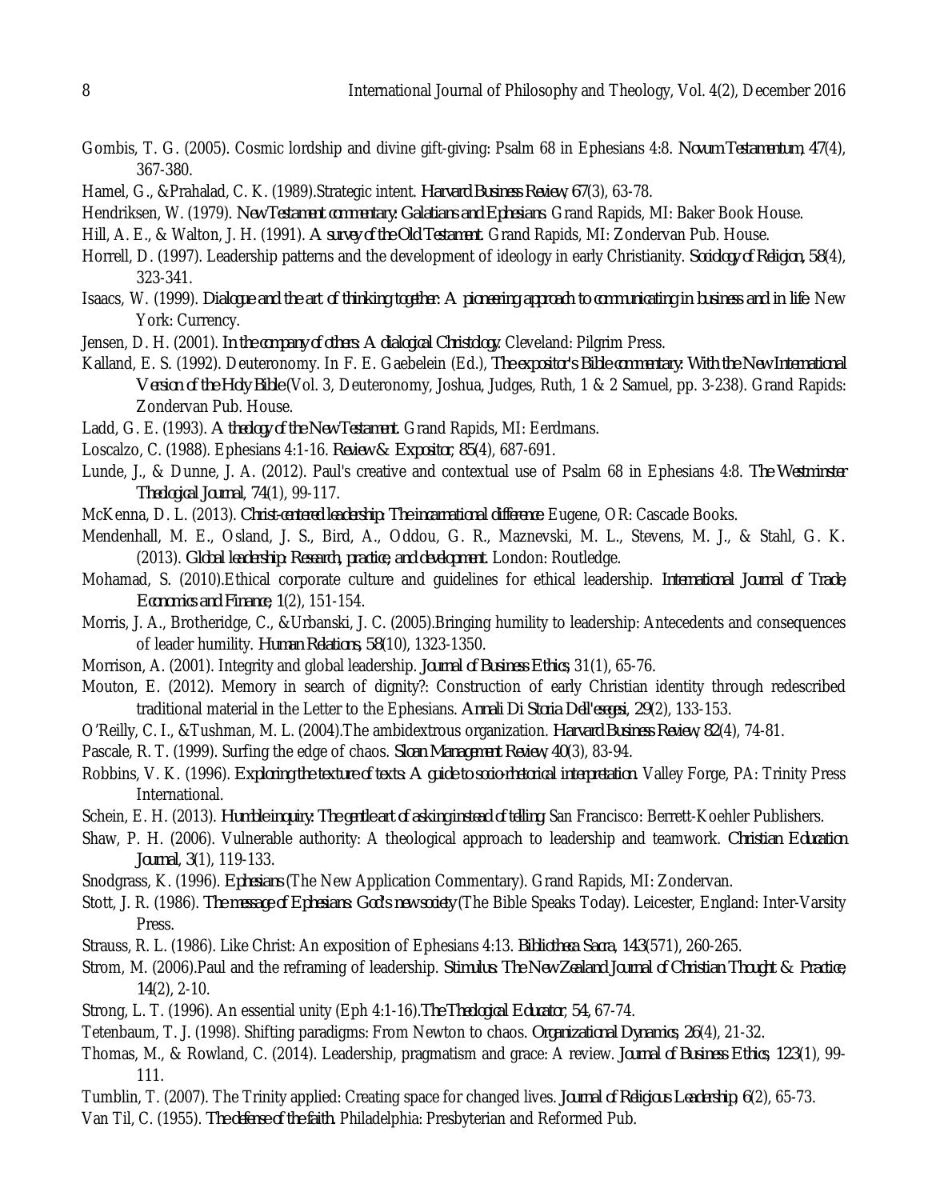Gombis, T. G. (2005). Cosmic lordship and divine gift-giving: Psalm 68 in Ephesians 4:8. *Novum Testamentum, 47*(4), 367-380.

Hamel, G., &Prahalad, C. K. (1989).Strategic intent. *Harvard Business Review, 67*(3), 63-78.

Hendriksen, W. (1979). *New Testament commentary: Galatians and Ephesians*. Grand Rapids, MI: Baker Book House.

Hill, A. E., & Walton, J. H. (1991). *A survey of the Old Testament*. Grand Rapids, MI: Zondervan Pub. House.

Horrell, D. (1997). Leadership patterns and the development of ideology in early Christianity. *Sociology of Religion, 58*(4), 323-341.

Isaacs, W. (1999). *Dialogue and the art of thinking together: A pioneering approach to communicating in business and in life*. New York: Currency.

Jensen, D. H. (2001). *In the company of others: A dialogical Christology*. Cleveland: Pilgrim Press.

Kalland, E. S. (1992). Deuteronomy. In F. E. Gaebelein (Ed.), *The expositor's Bible commentary: With the New International Version of the Holy Bible* (Vol. 3, Deuteronomy, Joshua, Judges, Ruth, 1 & 2 Samuel, pp. 3-238). Grand Rapids: Zondervan Pub. House.

Ladd, G. E. (1993). *A theology of the New Testament*. Grand Rapids, MI: Eerdmans.

Loscalzo, C. (1988). Ephesians 4:1-16. *Review & Expositor, 85*(4), 687-691.

Lunde, J., & Dunne, J. A. (2012). Paul's creative and contextual use of Psalm 68 in Ephesians 4:8. *The Westminster Theological Journal, 74*(1), 99-117.

McKenna, D. L. (2013). *Christ-centered leadership: The incarnational difference*. Eugene, OR: Cascade Books.

Mendenhall, M. E., Osland, J. S., Bird, A., Oddou, G. R., Maznevski, M. L., Stevens, M. J., & Stahl, G. K. (2013). *Global leadership: Research, practice, and development*. London: Routledge.

Mohamad, S. (2010).Ethical corporate culture and guidelines for ethical leadership. *International Journal of Trade, Economics and Finance, 1*(2), 151-154.

Morris, J. A., Brotheridge, C., &Urbanski, J. C. (2005).Bringing humility to leadership: Antecedents and consequences of leader humility. *Human Relations, 58*(10), 1323-1350.

Morrison, A. (2001). Integrity and global leadership. *Journal of Business Ethics*, 31(1), 65-76.

Mouton, E. (2012). Memory in search of dignity?: Construction of early Christian identity through redescribed traditional material in the Letter to the Ephesians. *Annali Di Storia Dell'esegesi, 29*(2), 133-153.

O'Reilly, C. I., &Tushman, M. L. (2004).The ambidextrous organization. *Harvard Business Review, 82*(4), 74-81.

Pascale, R. T. (1999). Surfing the edge of chaos. *Sloan Management Review, 40*(3), 83-94.

Robbins, V. K. (1996). *Exploring the texture of texts: A guide to socio-rhetorical interpretation*. Valley Forge, PA: Trinity Press International.

Schein, E. H. (2013). *Humble inquiry: The gentle art of asking instead of telling*. San Francisco: Berrett-Koehler Publishers.

Shaw, P. H. (2006). Vulnerable authority: A theological approach to leadership and teamwork. *Christian Education Journal, 3*(1), 119-133.

Snodgrass, K. (1996). *Ephesians* (The New Application Commentary). Grand Rapids, MI: Zondervan.

Stott, J. R. (1986). *The message of Ephesians: God's new society* (The Bible Speaks Today). Leicester, England: Inter-Varsity Press.

Strauss, R. L. (1986). Like Christ: An exposition of Ephesians 4:13. *Bibliotheca Sacra, 143*(571), 260-265.

Strom, M. (2006).Paul and the reframing of leadership. *Stimulus: The New Zealand Journal of Christian Thought & Practice, 14*(2), 2-10.

Strong, L. T. (1996). An essential unity (Eph 4:1-16).*The Theological Educator, 54*, 67-74.

Tetenbaum, T. J. (1998). Shifting paradigms: From Newton to chaos. *Organizational Dynamics, 26*(4), 21-32.

Thomas, M., & Rowland, C. (2014). Leadership, pragmatism and grace: A review. *Journal of Business Ethics, 123*(1), 99-111.

Tumblin, T. (2007). The Trinity applied: Creating space for changed lives. *Journal of Religious Leadership, 6*(2), 65-73.

Van Til, C. (1955). *The defense of the faith*. Philadelphia: Presbyterian and Reformed Pub.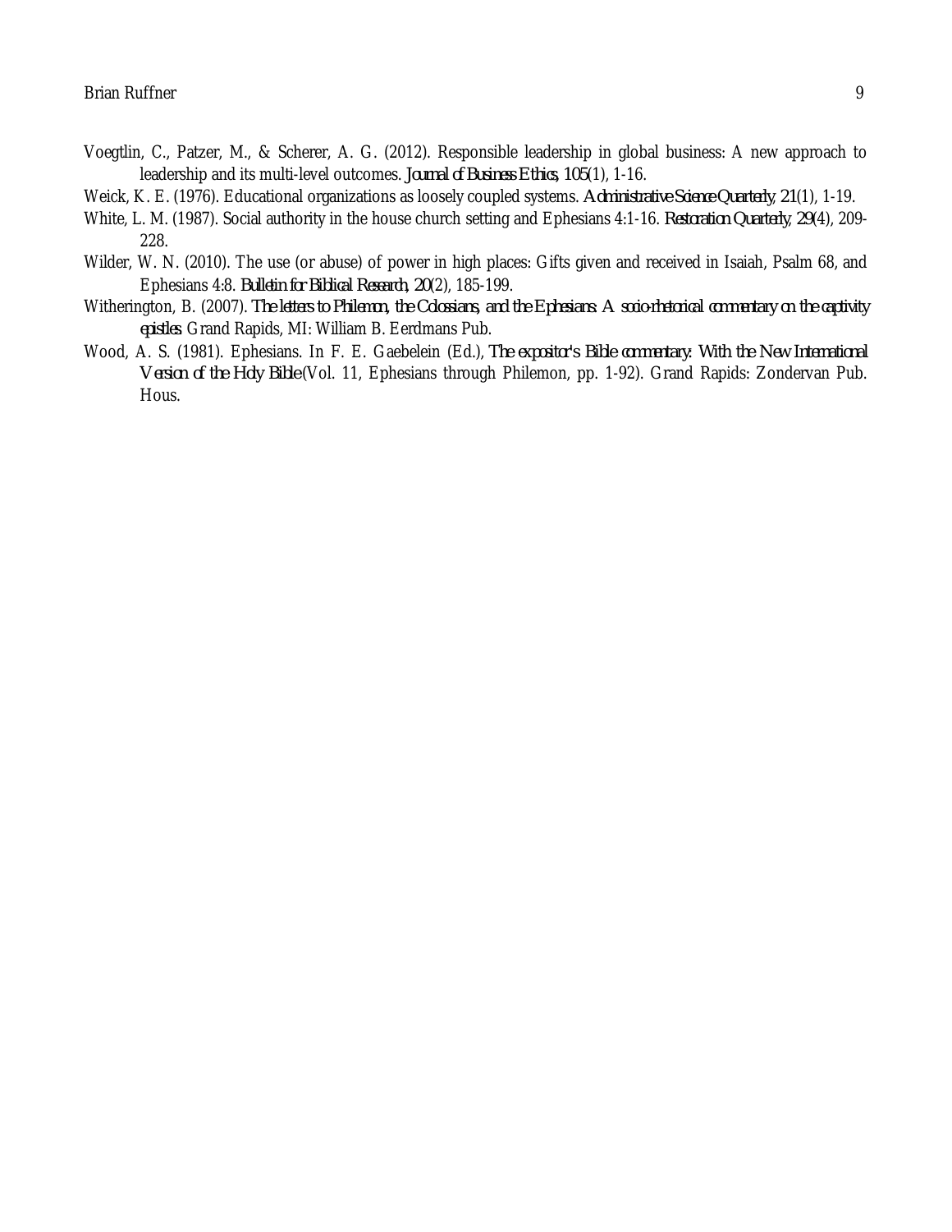Voegtlin, C., Patzer, M., & Scherer, A. G. (2012). Responsible leadership in global business: A new approach to leadership and its multi-level outcomes. *Journal of Business Ethics, 105*(1), 1-16.

Weick, K. E. (1976). Educational organizations as loosely coupled systems. *Administrative Science Quarterly, 21*(1), 1-19.

White, L. M. (1987). Social authority in the house church setting and Ephesians 4:1-16. *Restoration Quarterly, 29*(4), 209-228.

Wilder, W. N. (2010). The use (or abuse) of power in high places: Gifts given and received in Isaiah, Psalm 68, and Ephesians 4:8. *Bulletin for Biblical Research, 20*(2), 185-199.

Witherington, B. (2007). *The letters to Philemon, the Colossians, and the Ephesians: A socio-rhetorical commentary on the captivity epistles.* Grand Rapids, MI: William B. Eerdmans Pub.

Wood, A. S. (1981). Ephesians. In F. E. Gaebelein (Ed.), *The expositor's Bible commentary: With the New International Version of the Holy Bible* (Vol. 11, Ephesians through Philemon, pp. 1-92). Grand Rapids: Zondervan Pub. Hous.